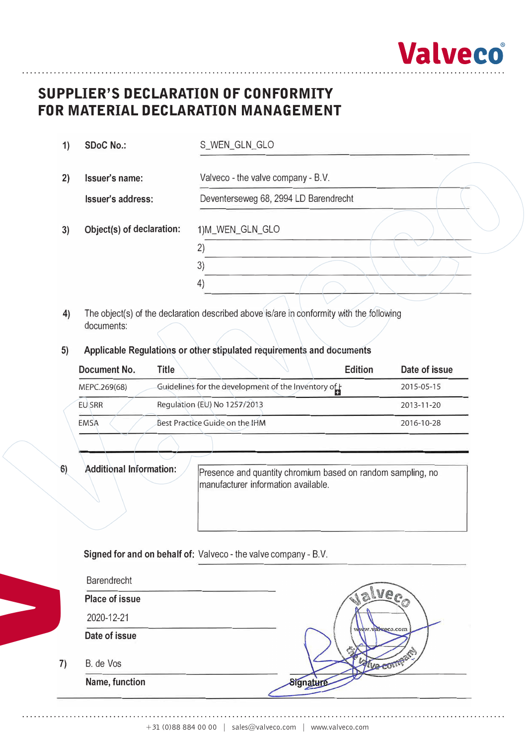Valveco

# SUPPLIER'S DECLARATION OF CONFORMITY FOR MATERIAL DECLARATION MANAGEMENT

1) **SDoC No.:** S_WEN_GLN_GLO

2) **Issuer's name:** Valveco - the valve company - B.V.

**Issuer's address:** Deventerseweg 68, 2994 LD Barendrecht

3) **Object(s) of declaration:**
1)M_WEN_GLN_GLO
2)
3)
4)

4) The object(s) of the declaration described above is/are in conformity with the following documents:

5) **Applicable Regulations or other stipulated requirements and documents**

| Document No. | Title | Edition | Date of issue |
| --- | --- | --- | --- |
| MEPC.269(68) | Guidelines for the development of the Inventory of I |  | 2015-05-15 |
| EU SRR | Regulation (EU) No 1257/2013 |  | 2013-11-20 |
| EMSA | Best Practice Guide on the IHM |  | 2016-10-28 |

6) **Additional Information:** Presence and quantity chromium based on random sampling, no manufacturer information available.

**Signed for and on behalf of:** Valveco - the valve company - B.V.

Barendrecht
**Place of issue**

2020-12-21
**Date of issue**

7) B. de Vos
**Name, function**

**Signature**

+31 (0)88 884 00 00 | sales@valveco.com | www.valveco.com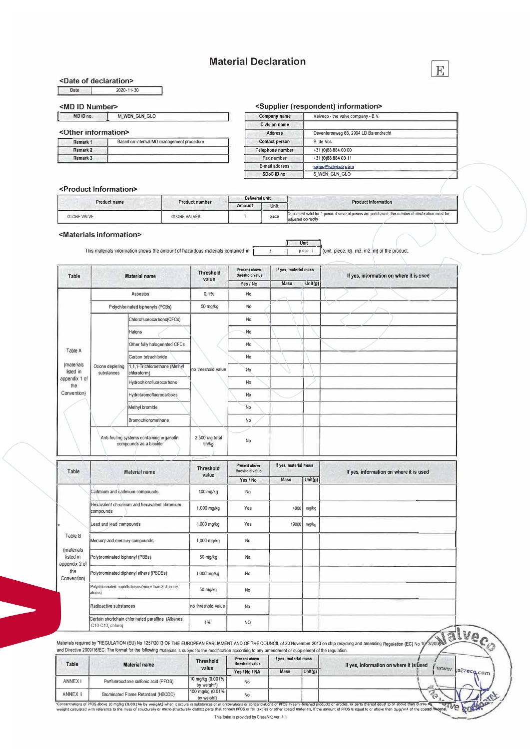# Material Declaration

E

## <Date of declaration>

| Date | 2020-11-30 |
|---|---|

## <MD ID Number>

| MD ID no. | M_WEN_GLN_GLO |
|---|---|

## <Other information>

| Remark 1 | Based on internal MD management procedure |
|---|---|
| Remark 2 | |
| Remark 3 | |

## <Supplier (respondent) information>

| Company name | Valveco - the valve company - B.V. |
|---|---|
| Division name | |
| Address | Deventerseweg 68, 2994 LD Barendrecht |
| Contact person | B. de Vos |
| Telephone number | +31 (0)88 884 00 00 |
| Fax number | +31 (0)88 884 00 11 |
| E-mail address | sales@valveco.com |
| SDoC ID no. | S_WEN_GLN_GLO |

## <Product Information>

| Product name | Product number | Delivered unit | | Product information |
|---|---|---|---|---|
| | | Amount | Unit | |
| GLOBE VALVE | GLOBE VALVES | 1 | piece | Document valid for 1 piece, if several pieces are purchased, the number of declaration must be adjusted correctly |

## <Materials information>

This materials information shows the amount of hazardous materials contained in 1 (Unit: piece) (unit: piece, kg, m3, m2, m) of the product.

| Table | Material name | | Threshold value | Present above threshold value | If yes, material mass | | If yes, information on where it is used |
|---|---|---|---|---|---|---|---|
| | | | | Yes / No | Mass | Unit(g) | |
| Table A (materials listed in appendix 1 of the Convention) | Asbestos | | 0,1% | No | | | |
| | Polychlorinated biphenyls (PCBs) | | 50 mg/kg | No | | | |
| | Ozone depleting substances | Chlorofluorocarbons(CFCs) | no threshold value | No | | | |
| | | Halons | | No | | | |
| | | Other fully halogenated CFCs | | No | | | |
| | | Carbon tetrachloride | | No | | | |
| | | 1,1,1-Trichloroethane (Methyl chloroform) | | No | | | |
| | | Hydrochlorofluorocarbons | | No | | | |
| | | Hydrobromofluorocarbons | | No | | | |
| | | Methyl bromide | | No | | | |
| | | Bromochloromethane | | No | | | |
| | Anti-fouling systems containing organotin compounds as a biocide | | 2,500 mg total tin/kg | No | | | |

| Table | Material name | Threshold value | Present above threshold value | If yes, material mass | | If yes, information on where it is used |
|---|---|---|---|---|---|---|
| | | | Yes / No | Mass | Unit(g) | |
| Table B (materials listed in appendix 2 of the Convention) | Cadmium and cadmium compounds | 100 mg/kg | No | | | |
| | Hexavalent chromium and hexavalent chromium compounds | 1,000 mg/kg | Yes | 4800 | mg/kg | |
| | Lead and lead compounds | 1,000 mg/kg | Yes | 19000 | mg/kg | |
| | Mercury and mercury compounds | 1,000 mg/kg | No | | | |
| | Polybrominated biphenyl (PBBs) | 50 mg/kg | No | | | |
| | Polybrominated diphenyl ethers (PBDEs) | 1,000 mg/kg | No | | | |
| | Polychlorinated naphthalenes (more than 3 chlorine atoms) | 50 mg/kg | No | | | |
| | Radioactive substances | no threshold value | No | | | |
| | Certain shortchain chlorinated paraffins (Alkanes, C10-C13, chloro) | 1% | NO | | | |

Materials required by "REGULATION (EU) No 1257/2013 OF THE EUROPEAN PARLIAMENT AND OF THE COUNCIL of 20 November 2013 on ship recycling and amending Regulation (EC) No 1013/2006 and Directive 2009/16/EC: The format for the following materials is subject to the modification according to any amendment or supplement of the regulation.

| Table | Material name | Threshold value | Present above threshold value | If yes, material mass | | If yes, information on where it is used |
|---|---|---|---|---|---|---|
| | | | Yes / No / NA | Mass | Unit(g) | |
| ANNEX I | Perfluorooctane sulfonic acid (PFOS) | 10 mg/kg (0.001% by weight*) | No | | | |
| ANNEX II | Brominated Flame Retardant (HBCDD) | 100 mg/kg (0.01% by weight) | No | | | |

*Concentrations of PFOS above 10 mg/kg (0.001% by weight) when it occurs in substances or in preparations or concentrations of PFOS in semi-finished products or articles, or parts thereof equal to or above than 0.1% by weight calculated with reference to the mass of structurally or micro-structurally distinct parts that contain PFOS or for textiles or other coated materials, if the amount of PFOS is equal to or above than 1μg/m² of the coated material.

This form is provided by ClassNK: ver. 4.1

Valveco
www.valveco.com
The valve company